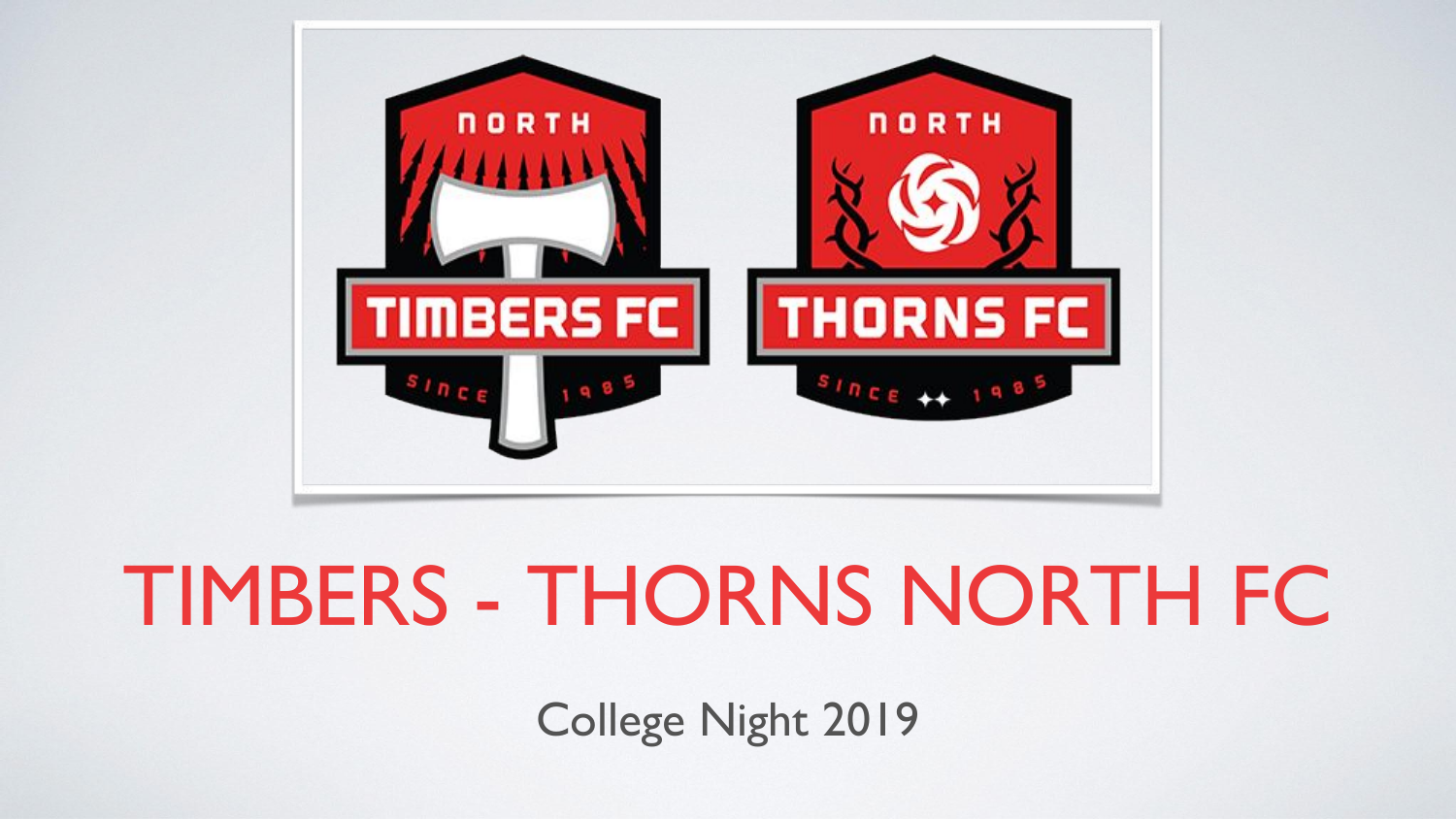# TIMBERS - THORNS NORTH FC

College Night 2019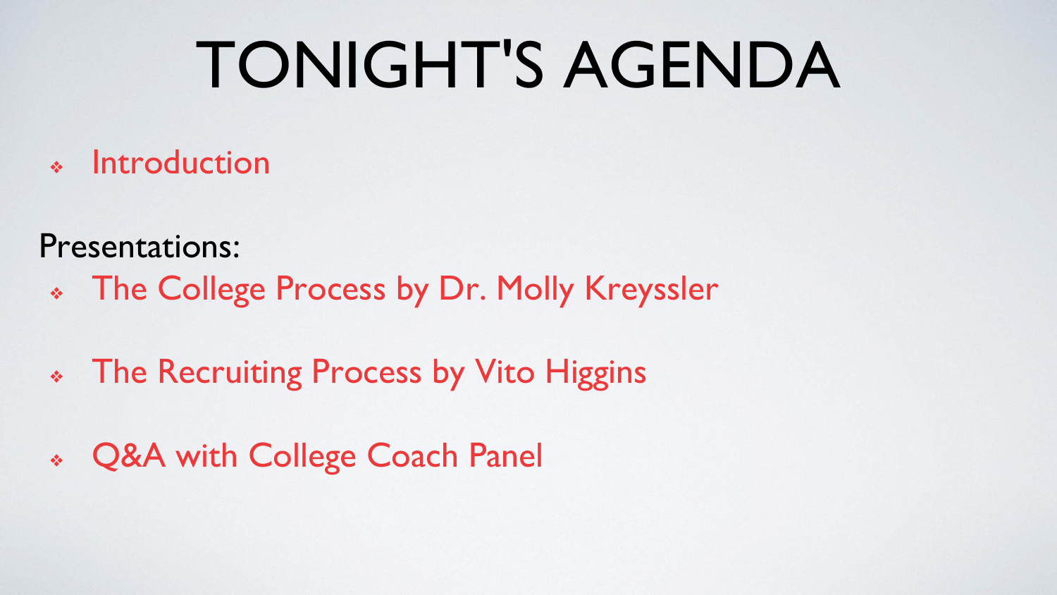# TONIGHT'S AGENDA

- Introduction

Presentations:

- The College Process by Dr. Molly Kreyssler
- The Recruiting Process by Vito Higgins
- Q&A with College Coach Panel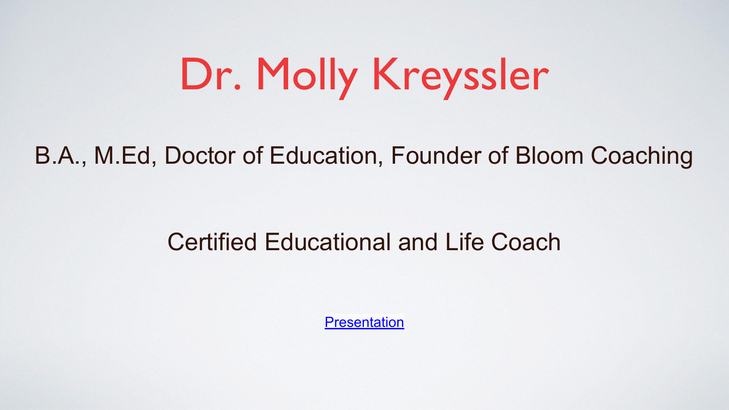# Dr. Molly Kreyssler

B.A., M.Ed, Doctor of Education, Founder of Bloom Coaching

Certified Educational and Life Coach

Presentation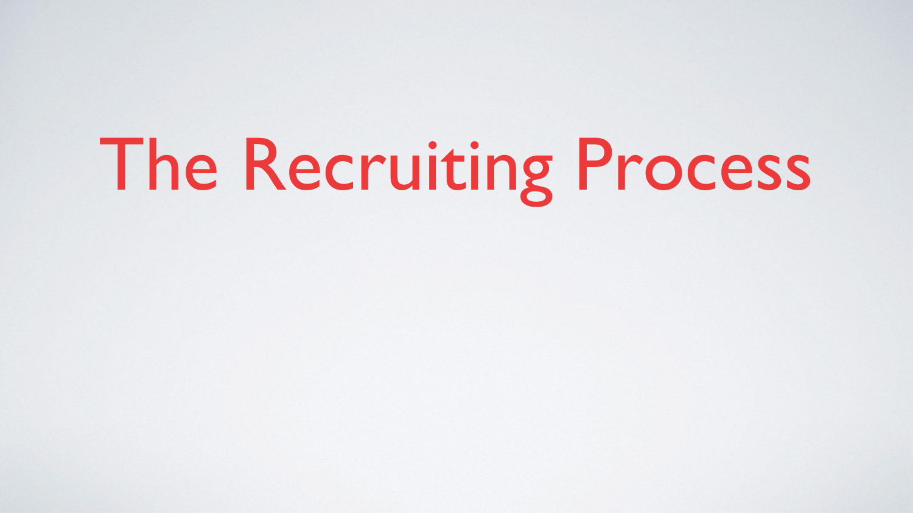# The Recruiting Process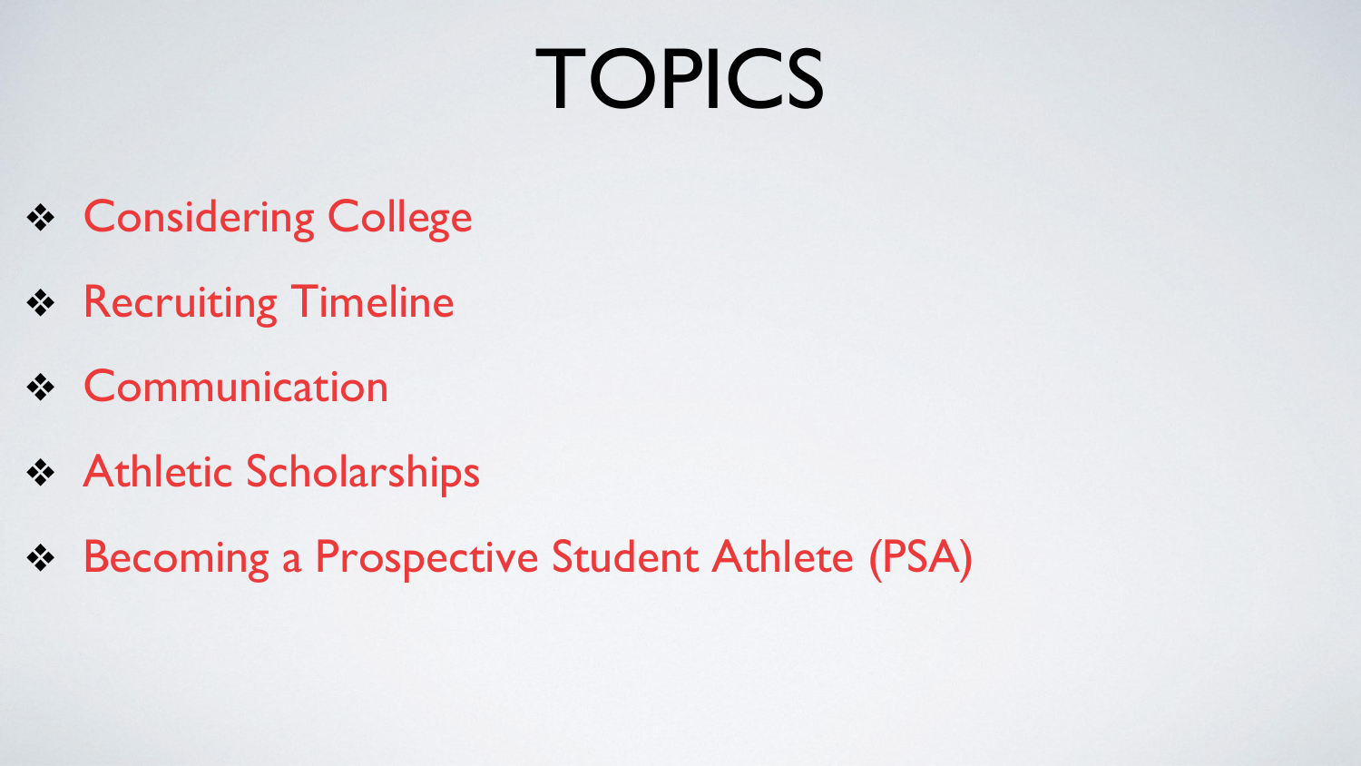# TOPICS

- Considering College
- Recruiting Timeline
- Communication
- Athletic Scholarships
- Becoming a Prospective Student Athlete (PSA)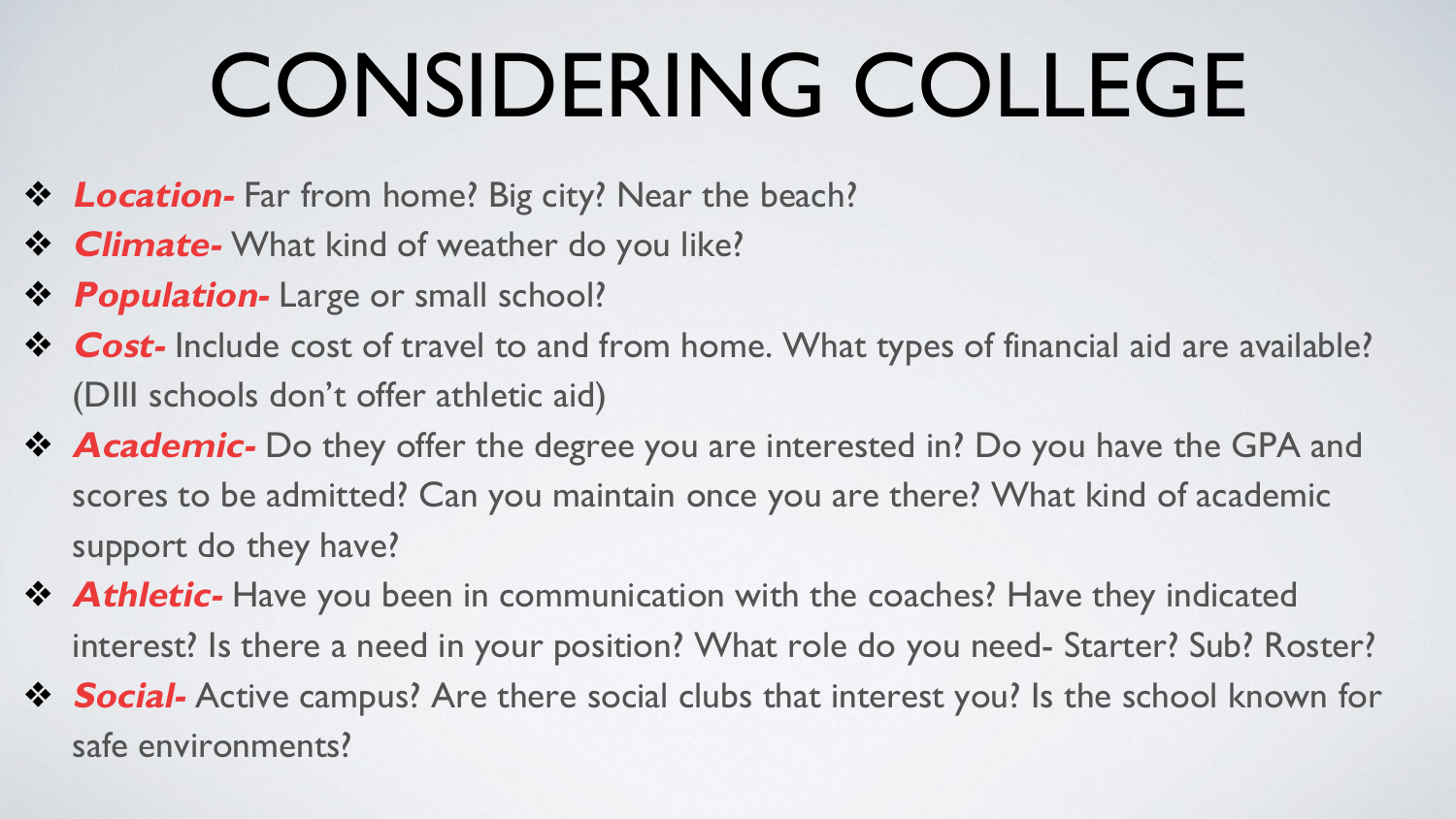# CONSIDERING COLLEGE

- ***Location-*** Far from home? Big city? Near the beach?
- ***Climate-*** What kind of weather do you like?
- ***Population-*** Large or small school?
- ***Cost-*** Include cost of travel to and from home. What types of financial aid are available? (DIII schools don't offer athletic aid)
- ***Academic-*** Do they offer the degree you are interested in? Do you have the GPA and scores to be admitted? Can you maintain once you are there? What kind of academic support do they have?
- ***Athletic-*** Have you been in communication with the coaches? Have they indicated interest? Is there a need in your position? What role do you need- Starter? Sub? Roster?
- ***Social-*** Active campus? Are there social clubs that interest you? Is the school known for safe environments?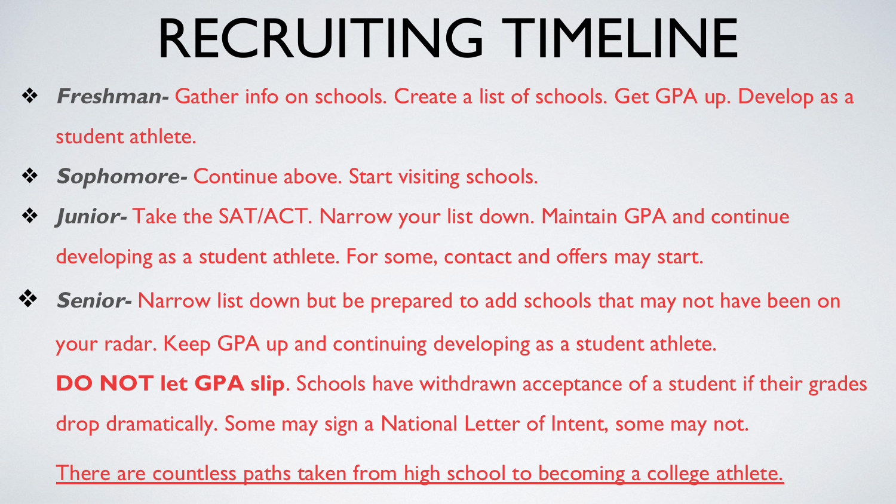# RECRUITING TIMELINE

- ***Freshman-*** Gather info on schools. Create a list of schools. Get GPA up. Develop as a student athlete.
- ***Sophomore-*** Continue above. Start visiting schools.
- ***Junior-*** Take the SAT/ACT. Narrow your list down. Maintain GPA and continue developing as a student athlete. For some, contact and offers may start.
- ***Senior-*** Narrow list down but be prepared to add schools that may not have been on your radar. Keep GPA up and continuing developing as a student athlete. **DO NOT let GPA slip**. Schools have withdrawn acceptance of a student if their grades drop dramatically. Some may sign a National Letter of Intent, some may not.

<u>There are countless paths taken from high school to becoming a college athlete.</u>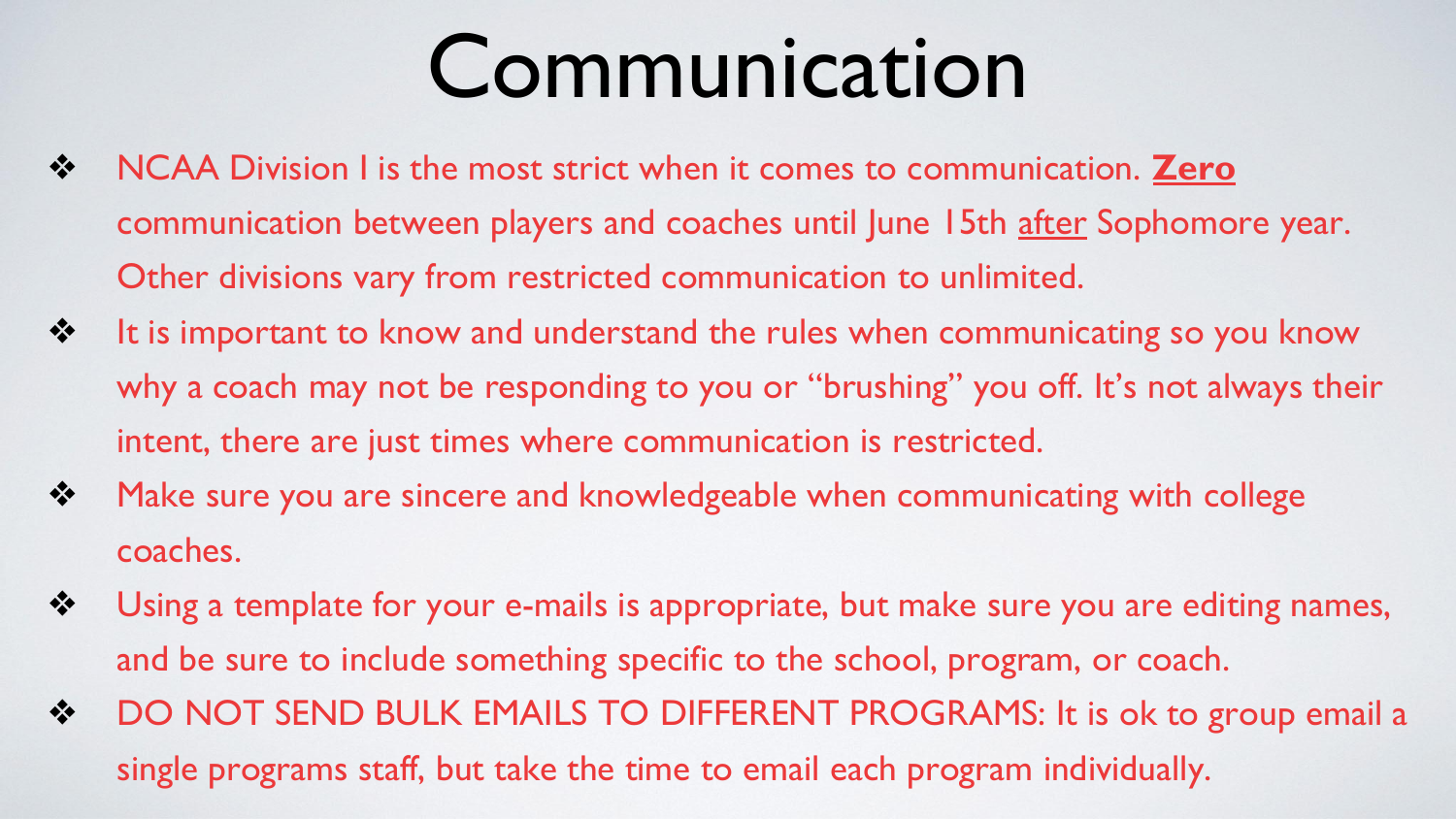# Communication

- NCAA Division I is the most strict when it comes to communication. **Zero** communication between players and coaches until June 15th after Sophomore year. Other divisions vary from restricted communication to unlimited.
- It is important to know and understand the rules when communicating so you know why a coach may not be responding to you or "brushing" you off. It's not always their intent, there are just times where communication is restricted.
- Make sure you are sincere and knowledgeable when communicating with college coaches.
- Using a template for your e-mails is appropriate, but make sure you are editing names, and be sure to include something specific to the school, program, or coach.
- DO NOT SEND BULK EMAILS TO DIFFERENT PROGRAMS: It is ok to group email a single programs staff, but take the time to email each program individually.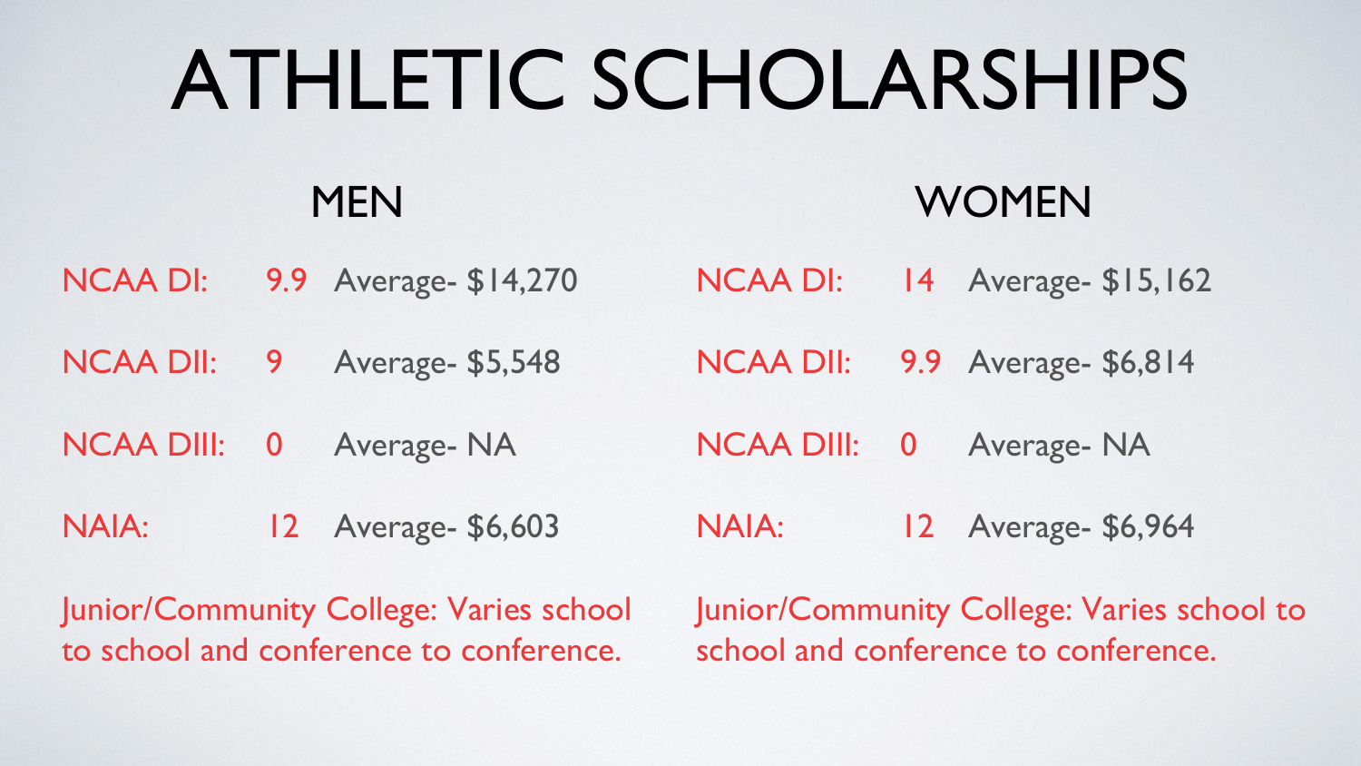# ATHLETIC SCHOLARSHIPS

## MEN

| | | |
|---|---|---|
| NCAA DI: | 9.9 | Average- $14,270 |
| NCAA DII: | 9 | Average- $5,548 |
| NCAA DIII: | 0 | Average- NA |
| NAIA: | 12 | Average- $6,603 |

Junior/Community College: Varies school to school and conference to conference.

## WOMEN

| | | |
|---|---|---|
| NCAA DI: | 14 | Average- $15,162 |
| NCAA DII: | 9.9 | Average- $6,814 |
| NCAA DIII: | 0 | Average- NA |
| NAIA: | 12 | Average- $6,964 |

Junior/Community College: Varies school to school and conference to conference.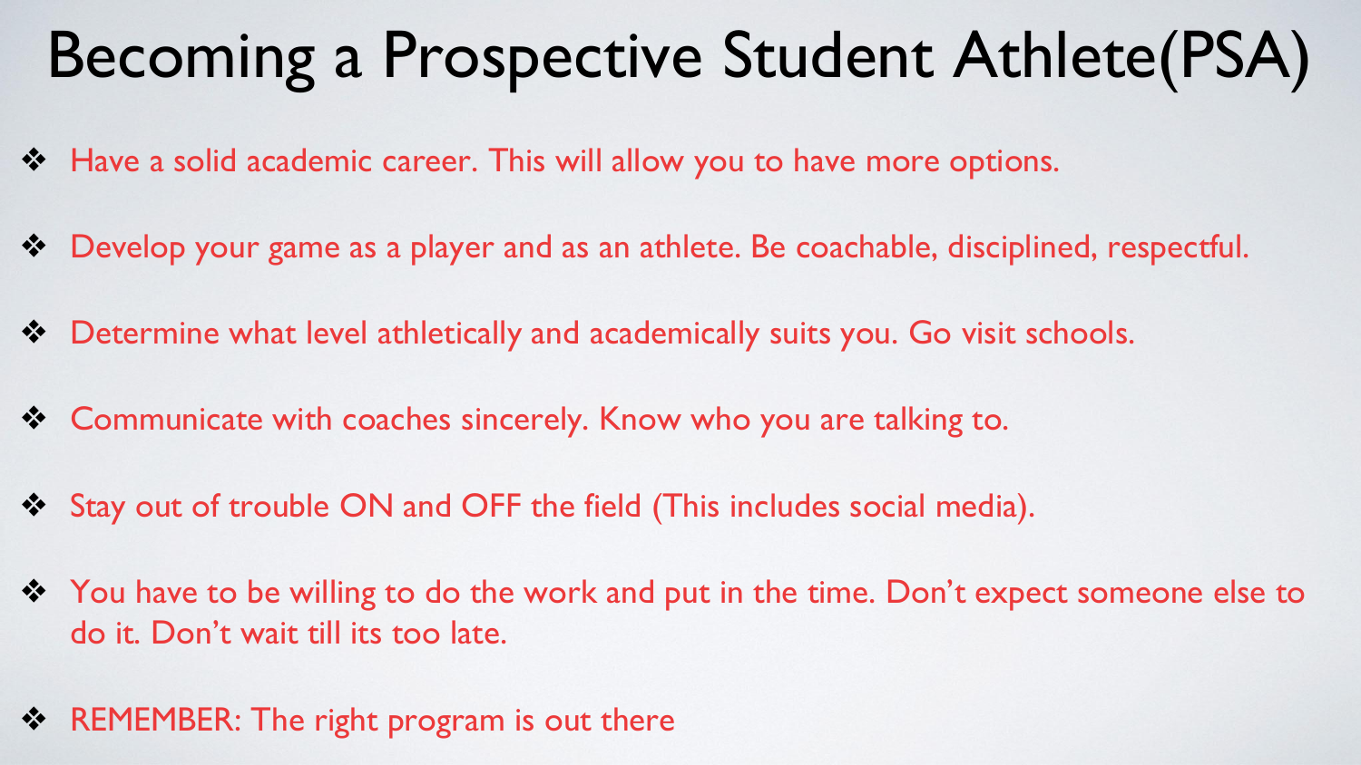# Becoming a Prospective Student Athlete(PSA)

- Have a solid academic career. This will allow you to have more options.
- Develop your game as a player and as an athlete. Be coachable, disciplined, respectful.
- Determine what level athletically and academically suits you. Go visit schools.
- Communicate with coaches sincerely. Know who you are talking to.
- Stay out of trouble ON and OFF the field (This includes social media).
- You have to be willing to do the work and put in the time. Don't expect someone else to do it. Don't wait till its too late.
- REMEMBER: The right program is out there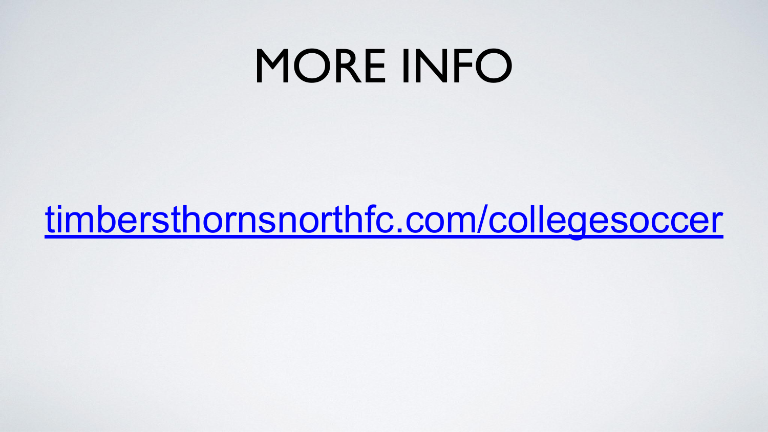# MORE INFO

[timbersthornsnorthfc.com/collegesoccer](timbersthornsnorthfc.com/collegesoccer)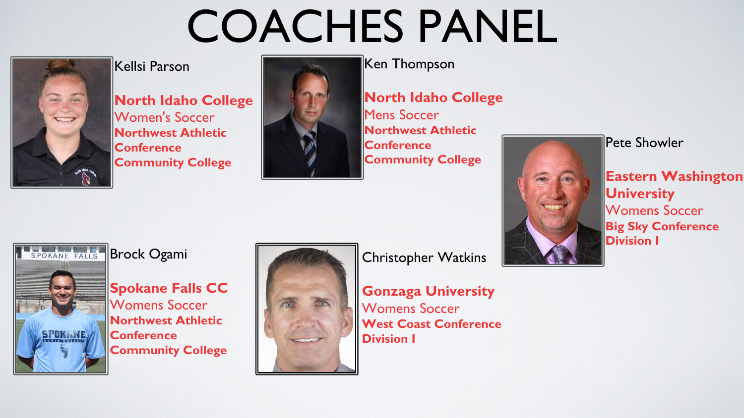# COACHES PANEL

Kellsi Parson

**North Idaho College**
Women's Soccer
**Northwest Athletic Conference**
**Community College**

Ken Thompson

**North Idaho College**
Mens Soccer
**Northwest Athletic Conference**
**Community College**

Pete Showler

**Eastern Washington University**
Womens Soccer
**Big Sky Conference**
**Division I**

Brock Ogami

**Spokane Falls CC**
Womens Soccer
**Northwest Athletic Conference**
**Community College**

Christopher Watkins

**Gonzaga University**
Womens Soccer
**West Coast Conference**
**Division I**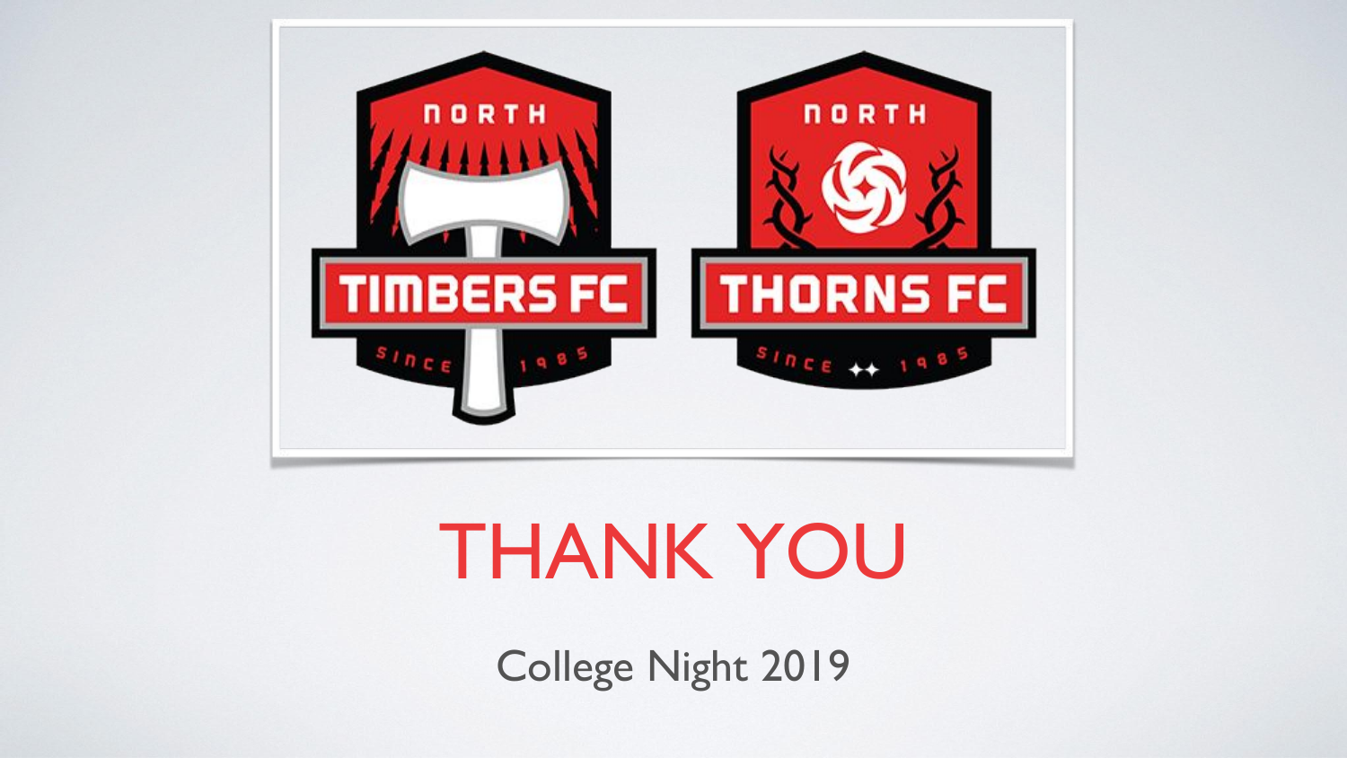# THANK YOU

College Night 2019